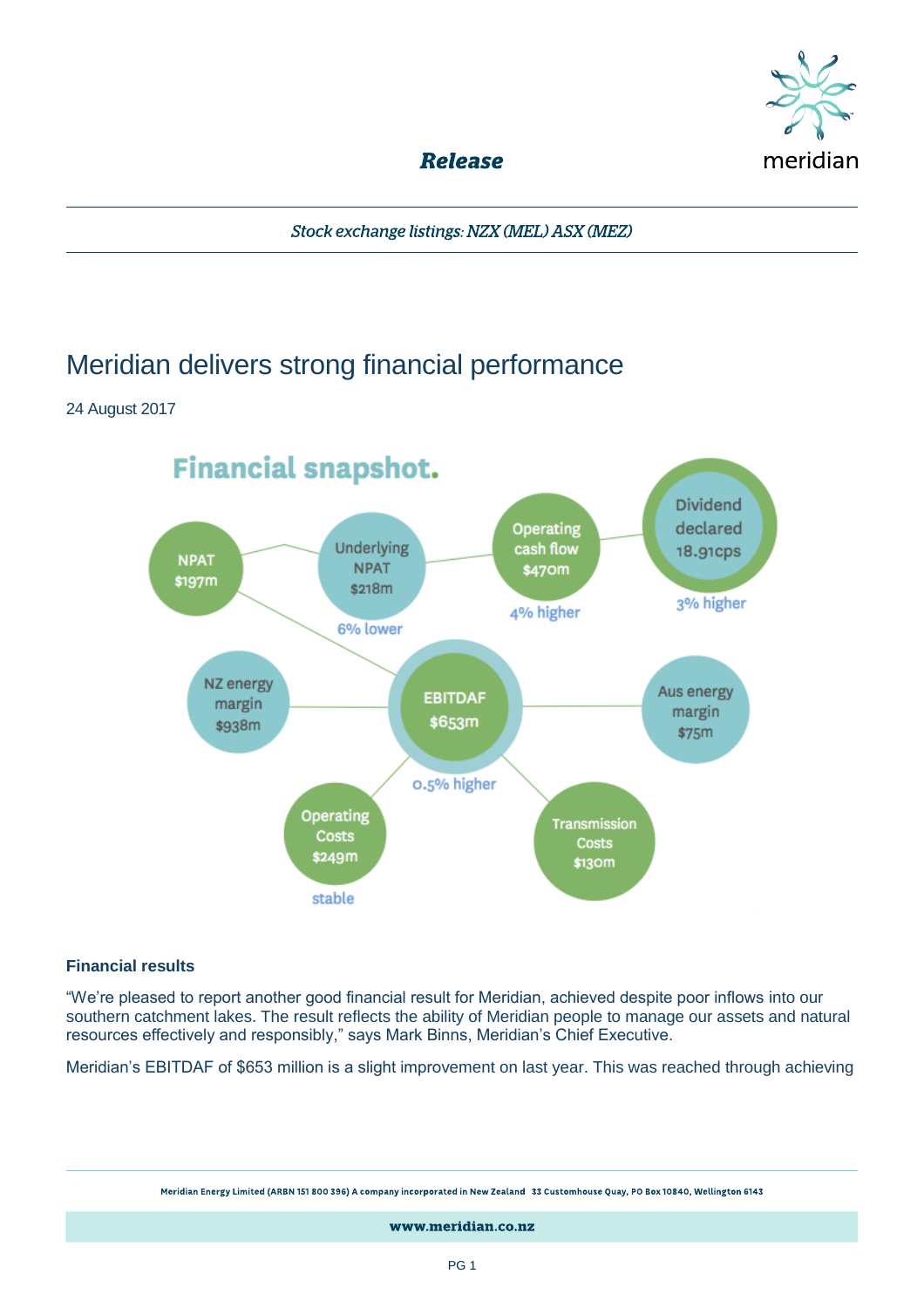**Release**

meridian

*Stock exchange listings: NZX (MEL) ASX (MEZ)*

# Meridian delivers strong financial performance

24 August 2017

## Financial snapshot.

- NPAT $197m
- Underlying NPAT $218m — 6% lower
- Operating cash flow $470m — 4% higher
- Dividend declared 18.91cps — 3% higher
- NZ energy margin $938m
- EBITDAF $653m — 0.5% higher
- Aus energy margin $75m
- Operating Costs $249m — stable
- Transmission Costs $130m

### Financial results

"We're pleased to report another good financial result for Meridian, achieved despite poor inflows into our southern catchment lakes. The result reflects the ability of Meridian people to manage our assets and natural resources effectively and responsibly," says Mark Binns, Meridian's Chief Executive.

Meridian's EBITDAF of $653 million is a slight improvement on last year. This was reached through achieving

Meridian Energy Limited (ARBN 151 800 396) A company incorporated in New Zealand 33 Customhouse Quay, PO Box 10840, Wellington 6143

www.meridian.co.nz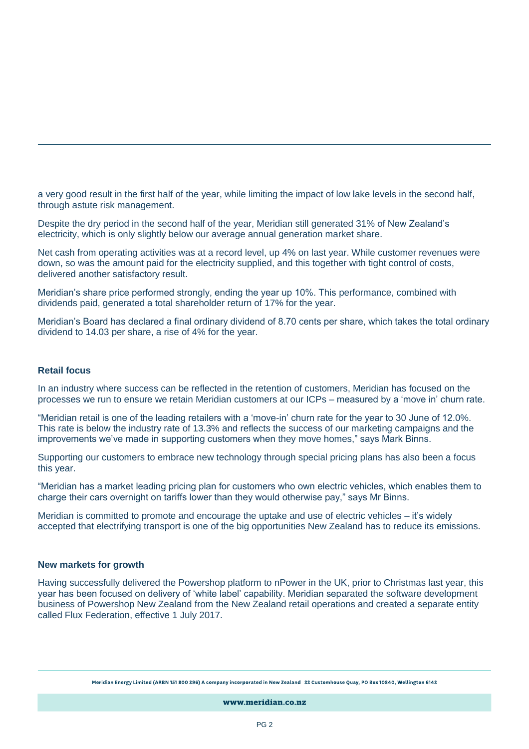a very good result in the first half of the year, while limiting the impact of low lake levels in the second half, through astute risk management.

Despite the dry period in the second half of the year, Meridian still generated 31% of New Zealand's electricity, which is only slightly below our average annual generation market share.

Net cash from operating activities was at a record level, up 4% on last year. While customer revenues were down, so was the amount paid for the electricity supplied, and this together with tight control of costs, delivered another satisfactory result.

Meridian's share price performed strongly, ending the year up 10%. This performance, combined with dividends paid, generated a total shareholder return of 17% for the year.

Meridian's Board has declared a final ordinary dividend of 8.70 cents per share, which takes the total ordinary dividend to 14.03 per share, a rise of 4% for the year.

### Retail focus

In an industry where success can be reflected in the retention of customers, Meridian has focused on the processes we run to ensure we retain Meridian customers at our ICPs – measured by a 'move in' churn rate.

"Meridian retail is one of the leading retailers with a 'move-in' churn rate for the year to 30 June of 12.0%. This rate is below the industry rate of 13.3% and reflects the success of our marketing campaigns and the improvements we've made in supporting customers when they move homes," says Mark Binns.

Supporting our customers to embrace new technology through special pricing plans has also been a focus this year.

"Meridian has a market leading pricing plan for customers who own electric vehicles, which enables them to charge their cars overnight on tariffs lower than they would otherwise pay," says Mr Binns.

Meridian is committed to promote and encourage the uptake and use of electric vehicles – it's widely accepted that electrifying transport is one of the big opportunities New Zealand has to reduce its emissions.

### New markets for growth

Having successfully delivered the Powershop platform to nPower in the UK, prior to Christmas last year, this year has been focused on delivery of 'white label' capability. Meridian separated the software development business of Powershop New Zealand from the New Zealand retail operations and created a separate entity called Flux Federation, effective 1 July 2017.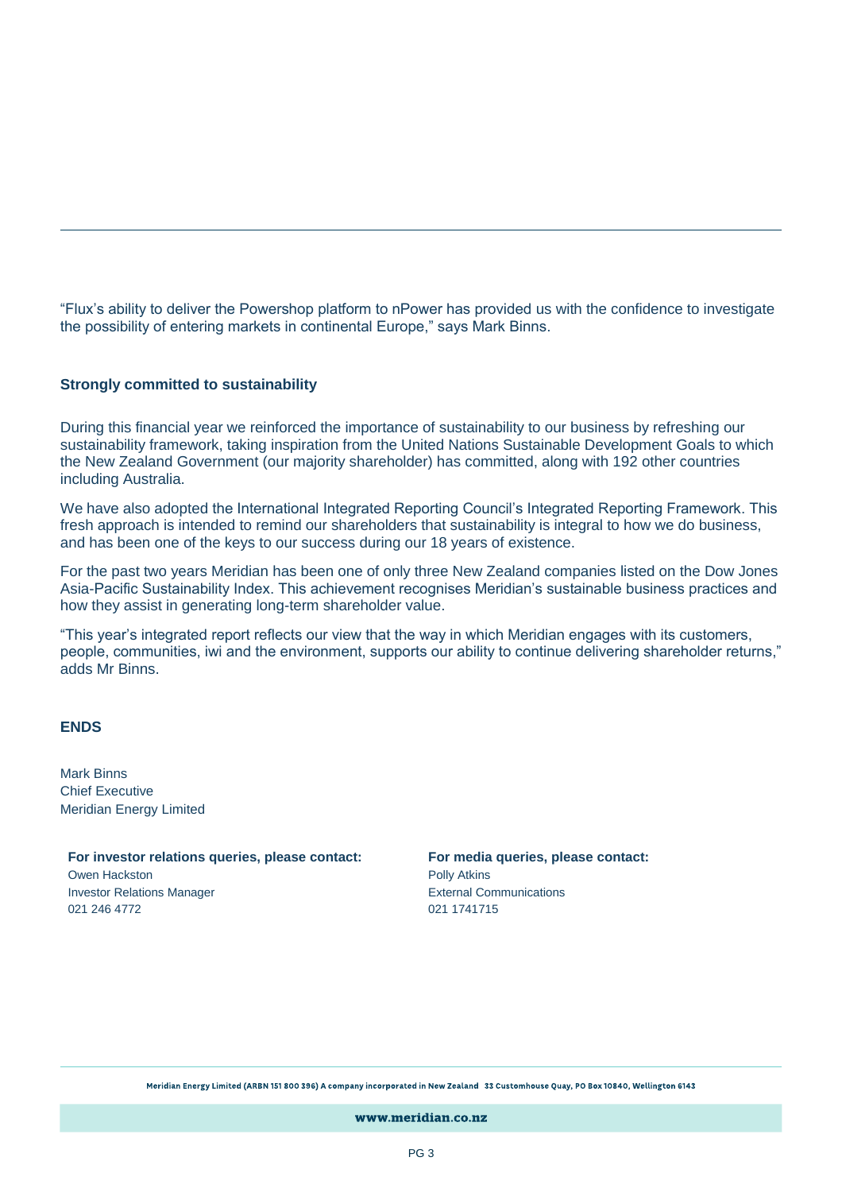"Flux's ability to deliver the Powershop platform to nPower has provided us with the confidence to investigate the possibility of entering markets in continental Europe," says Mark Binns.

**Strongly committed to sustainability**

During this financial year we reinforced the importance of sustainability to our business by refreshing our sustainability framework, taking inspiration from the United Nations Sustainable Development Goals to which the New Zealand Government (our majority shareholder) has committed, along with 192 other countries including Australia.

We have also adopted the International Integrated Reporting Council's Integrated Reporting Framework. This fresh approach is intended to remind our shareholders that sustainability is integral to how we do business, and has been one of the keys to our success during our 18 years of existence.

For the past two years Meridian has been one of only three New Zealand companies listed on the Dow Jones Asia-Pacific Sustainability Index. This achievement recognises Meridian's sustainable business practices and how they assist in generating long-term shareholder value.

"This year's integrated report reflects our view that the way in which Meridian engages with its customers, people, communities, iwi and the environment, supports our ability to continue delivering shareholder returns," adds Mr Binns.

**ENDS**

Mark Binns
Chief Executive
Meridian Energy Limited

**For investor relations queries, please contact:**
Owen Hackston
Investor Relations Manager
021 246 4772

**For media queries, please contact:**
Polly Atkins
External Communications
021 1741715

Meridian Energy Limited (ARBN 151 800 396) A company incorporated in New Zealand 33 Customhouse Quay, PO Box 10840, Wellington 6143

www.meridian.co.nz